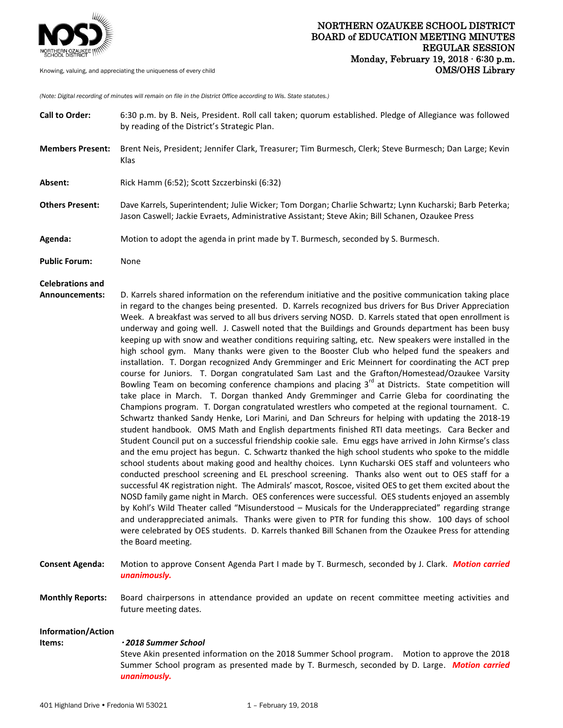NORTHERN OZAUKEE SCHOOL DISTRICT
BOARD of EDUCATION MEETING MINUTES
REGULAR SESSION
Monday, February 19, 2018 · 6:30 p.m.
OMS/OHS Library

Knowing, valuing, and appreciating the uniqueness of every child

*(Note: Digital recording of minutes will remain on file in the District Office according to Wis. State statutes.)*

**Call to Order:** 6:30 p.m. by B. Neis, President. Roll call taken; quorum established. Pledge of Allegiance was followed by reading of the District's Strategic Plan.

**Members Present:** Brent Neis, President; Jennifer Clark, Treasurer; Tim Burmesch, Clerk; Steve Burmesch; Dan Large; Kevin Klas

**Absent:** Rick Hamm (6:52); Scott Szczerbinski (6:32)

**Others Present:** Dave Karrels, Superintendent; Julie Wicker; Tom Dorgan; Charlie Schwartz; Lynn Kucharski; Barb Peterka; Jason Caswell; Jackie Evraets, Administrative Assistant; Steve Akin; Bill Schanen, Ozaukee Press

**Agenda:** Motion to adopt the agenda in print made by T. Burmesch, seconded by S. Burmesch.

**Public Forum:** None

**Celebrations and Announcements:** D. Karrels shared information on the referendum initiative and the positive communication taking place in regard to the changes being presented. D. Karrels recognized bus drivers for Bus Driver Appreciation Week. A breakfast was served to all bus drivers serving NOSD. D. Karrels stated that open enrollment is underway and going well. J. Caswell noted that the Buildings and Grounds department has been busy keeping up with snow and weather conditions requiring salting, etc. New speakers were installed in the high school gym. Many thanks were given to the Booster Club who helped fund the speakers and installation. T. Dorgan recognized Andy Gremminger and Eric Meinnert for coordinating the ACT prep course for Juniors. T. Dorgan congratulated Sam Last and the Grafton/Homestead/Ozaukee Varsity Bowling Team on becoming conference champions and placing 3rd at Districts. State competition will take place in March. T. Dorgan thanked Andy Gremminger and Carrie Gleba for coordinating the Champions program. T. Dorgan congratulated wrestlers who competed at the regional tournament. C. Schwartz thanked Sandy Henke, Lori Marini, and Dan Schreurs for helping with updating the 2018-19 student handbook. OMS Math and English departments finished RTI data meetings. Cara Becker and Student Council put on a successful friendship cookie sale. Emu eggs have arrived in John Kirmse's class and the emu project has begun. C. Schwartz thanked the high school students who spoke to the middle school students about making good and healthy choices. Lynn Kucharski OES staff and volunteers who conducted preschool screening and EL preschool screening. Thanks also went out to OES staff for a successful 4K registration night. The Admirals' mascot, Roscoe, visited OES to get them excited about the NOSD family game night in March. OES conferences were successful. OES students enjoyed an assembly by Kohl's Wild Theater called "Misunderstood – Musicals for the Underappreciated" regarding strange and underappreciated animals. Thanks were given to PTR for funding this show. 100 days of school were celebrated by OES students. D. Karrels thanked Bill Schanen from the Ozaukee Press for attending the Board meeting.

**Consent Agenda:** Motion to approve Consent Agenda Part I made by T. Burmesch, seconded by J. Clark. ***Motion carried unanimously.***

**Monthly Reports:** Board chairpersons in attendance provided an update on recent committee meeting activities and future meeting dates.

**Information/Action Items:**

***· 2018 Summer School***

Steve Akin presented information on the 2018 Summer School program. Motion to approve the 2018 Summer School program as presented made by T. Burmesch, seconded by D. Large. ***Motion carried unanimously.***

401 Highland Drive • Fredonia WI 53021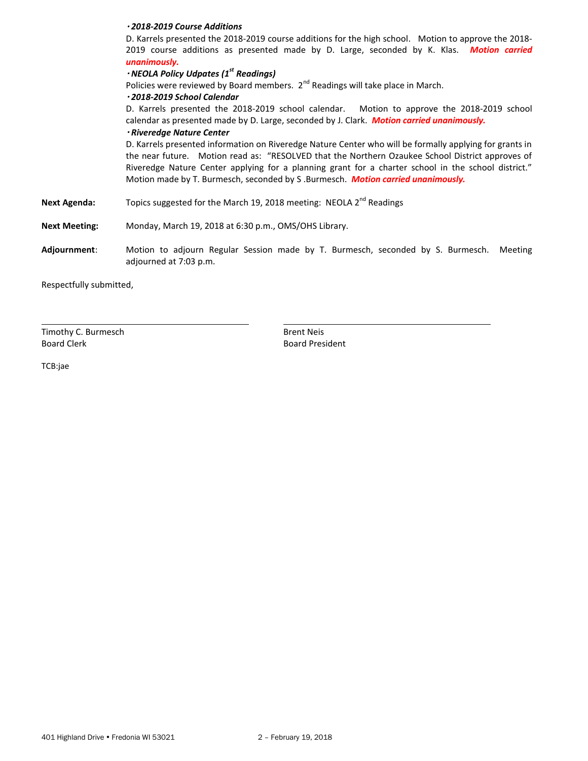***・2018-2019 Course Additions***

D. Karrels presented the 2018-2019 course additions for the high school. Motion to approve the 2018-2019 course additions as presented made by D. Large, seconded by K. Klas. ***Motion carried unanimously.***

***・NEOLA Policy Udpates (1st Readings)***

Policies were reviewed by Board members. 2nd Readings will take place in March.

***・2018-2019 School Calendar***

D. Karrels presented the 2018-2019 school calendar. Motion to approve the 2018-2019 school calendar as presented made by D. Large, seconded by J. Clark. ***Motion carried unanimously.***

***・Riveredge Nature Center***

D. Karrels presented information on Riveredge Nature Center who will be formally applying for grants in the near future. Motion read as: "RESOLVED that the Northern Ozaukee School District approves of Riveredge Nature Center applying for a planning grant for a charter school in the school district." Motion made by T. Burmesch, seconded by S .Burmesch. ***Motion carried unanimously.***

**Next Agenda:** Topics suggested for the March 19, 2018 meeting: NEOLA 2nd Readings

**Next Meeting:** Monday, March 19, 2018 at 6:30 p.m., OMS/OHS Library.

**Adjournment**: Motion to adjourn Regular Session made by T. Burmesch, seconded by S. Burmesch. Meeting adjourned at 7:03 p.m.

Respectfully submitted,

Timothy C. Burmesch
Board Clerk

Brent Neis
Board President

TCB:jae